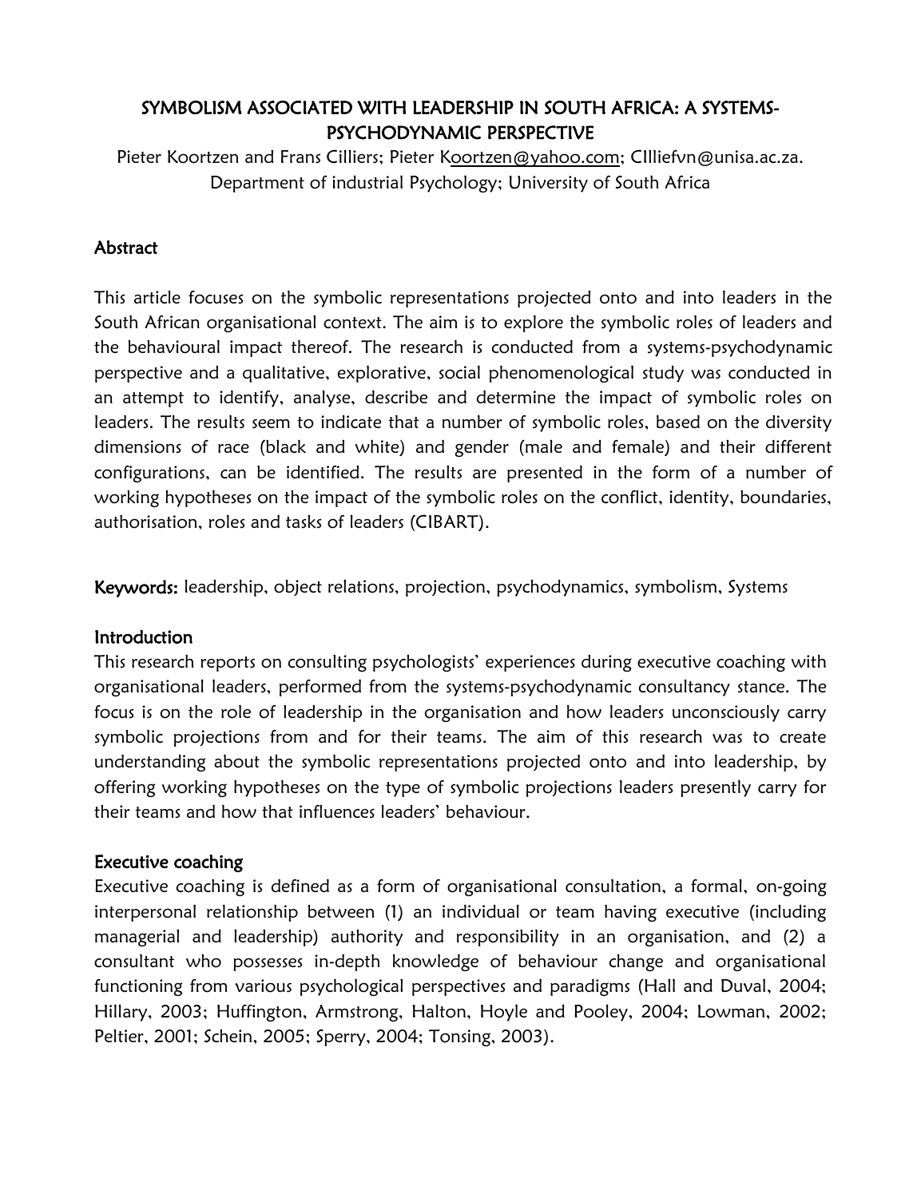# SYMBOLISM ASSOCIATED WITH LEADERSHIP IN SOUTH AFRICA: A SYSTEMS-PSYCHODYNAMIC PERSPECTIVE

Pieter Koortzen and Frans Cilliers; Pieter Koortzen@yahoo.com; CIlliefvn@unisa.ac.za.
Department of industrial Psychology; University of South Africa

## Abstract

This article focuses on the symbolic representations projected onto and into leaders in the South African organisational context. The aim is to explore the symbolic roles of leaders and the behavioural impact thereof. The research is conducted from a systems-psychodynamic perspective and a qualitative, explorative, social phenomenological study was conducted in an attempt to identify, analyse, describe and determine the impact of symbolic roles on leaders. The results seem to indicate that a number of symbolic roles, based on the diversity dimensions of race (black and white) and gender (male and female) and their different configurations, can be identified. The results are presented in the form of a number of working hypotheses on the impact of the symbolic roles on the conflict, identity, boundaries, authorisation, roles and tasks of leaders (CIBART).

**Keywords:** leadership, object relations, projection, psychodynamics, symbolism, Systems

## Introduction

This research reports on consulting psychologists' experiences during executive coaching with organisational leaders, performed from the systems-psychodynamic consultancy stance. The focus is on the role of leadership in the organisation and how leaders unconsciously carry symbolic projections from and for their teams. The aim of this research was to create understanding about the symbolic representations projected onto and into leadership, by offering working hypotheses on the type of symbolic projections leaders presently carry for their teams and how that influences leaders' behaviour.

## Executive coaching

Executive coaching is defined as a form of organisational consultation, a formal, on-going interpersonal relationship between (1) an individual or team having executive (including managerial and leadership) authority and responsibility in an organisation, and (2) a consultant who possesses in-depth knowledge of behaviour change and organisational functioning from various psychological perspectives and paradigms (Hall and Duval, 2004; Hillary, 2003; Huffington, Armstrong, Halton, Hoyle and Pooley, 2004; Lowman, 2002; Peltier, 2001; Schein, 2005; Sperry, 2004; Tonsing, 2003).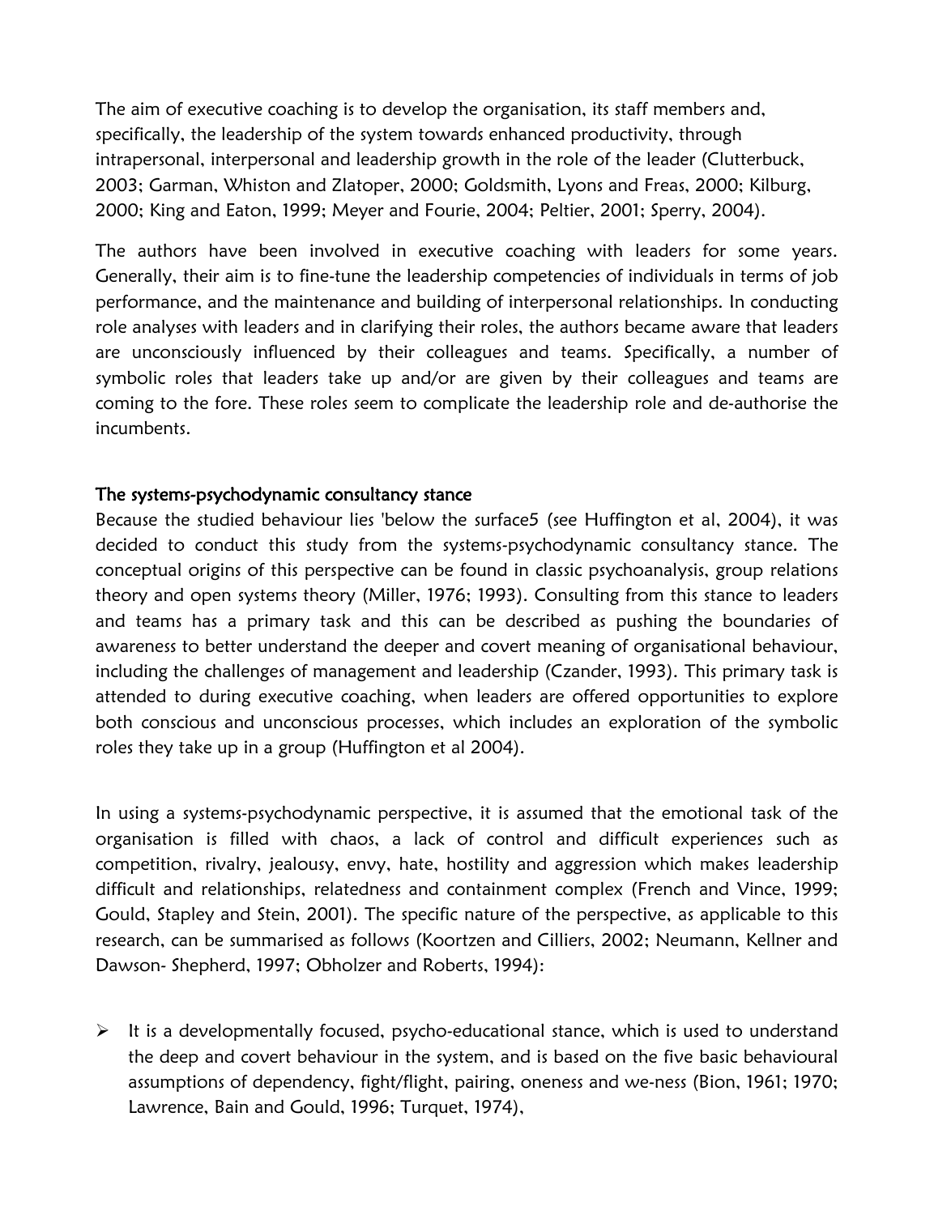The aim of executive coaching is to develop the organisation, its staff members and, specifically, the leadership of the system towards enhanced productivity, through intrapersonal, interpersonal and leadership growth in the role of the leader (Clutterbuck, 2003; Garman, Whiston and Zlatoper, 2000; Goldsmith, Lyons and Freas, 2000; Kilburg, 2000; King and Eaton, 1999; Meyer and Fourie, 2004; Peltier, 2001; Sperry, 2004).

The authors have been involved in executive coaching with leaders for some years. Generally, their aim is to fine-tune the leadership competencies of individuals in terms of job performance, and the maintenance and building of interpersonal relationships. In conducting role analyses with leaders and in clarifying their roles, the authors became aware that leaders are unconsciously influenced by their colleagues and teams. Specifically, a number of symbolic roles that leaders take up and/or are given by their colleagues and teams are coming to the fore. These roles seem to complicate the leadership role and de-authorise the incumbents.

## The systems-psychodynamic consultancy stance

Because the studied behaviour lies 'below the surface5 (see Huffington et al, 2004), it was decided to conduct this study from the systems-psychodynamic consultancy stance. The conceptual origins of this perspective can be found in classic psychoanalysis, group relations theory and open systems theory (Miller, 1976; 1993). Consulting from this stance to leaders and teams has a primary task and this can be described as pushing the boundaries of awareness to better understand the deeper and covert meaning of organisational behaviour, including the challenges of management and leadership (Czander, 1993). This primary task is attended to during executive coaching, when leaders are offered opportunities to explore both conscious and unconscious processes, which includes an exploration of the symbolic roles they take up in a group (Huffington et al 2004).

In using a systems-psychodynamic perspective, it is assumed that the emotional task of the organisation is filled with chaos, a lack of control and difficult experiences such as competition, rivalry, jealousy, envy, hate, hostility and aggression which makes leadership difficult and relationships, relatedness and containment complex (French and Vince, 1999; Gould, Stapley and Stein, 2001). The specific nature of the perspective, as applicable to this research, can be summarised as follows (Koortzen and Cilliers, 2002; Neumann, Kellner and Dawson- Shepherd, 1997; Obholzer and Roberts, 1994):

- It is a developmentally focused, psycho-educational stance, which is used to understand the deep and covert behaviour in the system, and is based on the five basic behavioural assumptions of dependency, fight/flight, pairing, oneness and we-ness (Bion, 1961; 1970; Lawrence, Bain and Gould, 1996; Turquet, 1974),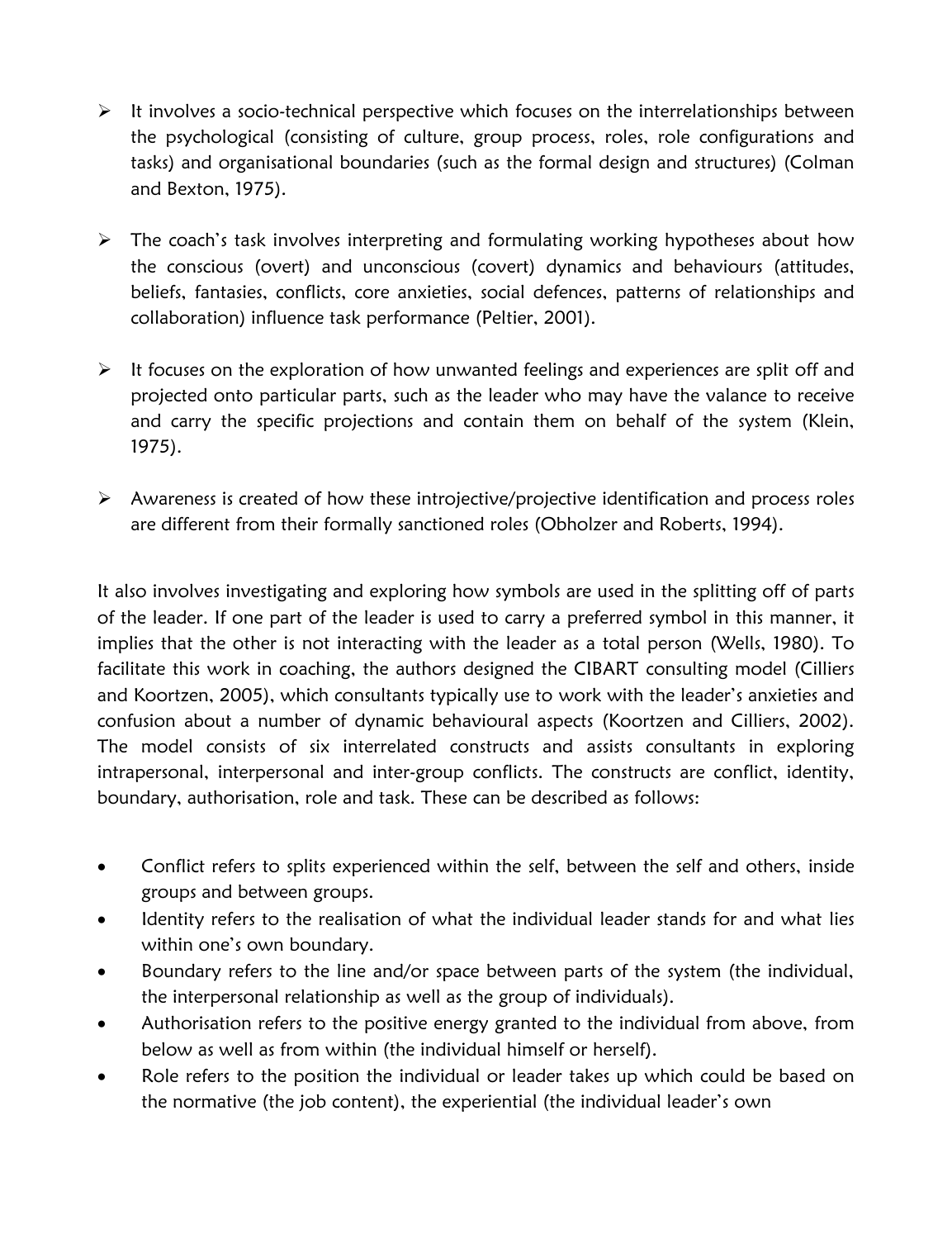- It involves a socio-technical perspective which focuses on the interrelationships between the psychological (consisting of culture, group process, roles, role configurations and tasks) and organisational boundaries (such as the formal design and structures) (Colman and Bexton, 1975).

- The coach's task involves interpreting and formulating working hypotheses about how the conscious (overt) and unconscious (covert) dynamics and behaviours (attitudes, beliefs, fantasies, conflicts, core anxieties, social defences, patterns of relationships and collaboration) influence task performance (Peltier, 2001).

- It focuses on the exploration of how unwanted feelings and experiences are split off and projected onto particular parts, such as the leader who may have the valance to receive and carry the specific projections and contain them on behalf of the system (Klein, 1975).

- Awareness is created of how these introjective/projective identification and process roles are different from their formally sanctioned roles (Obholzer and Roberts, 1994).

It also involves investigating and exploring how symbols are used in the splitting off of parts of the leader. If one part of the leader is used to carry a preferred symbol in this manner, it implies that the other is not interacting with the leader as a total person (Wells, 1980). To facilitate this work in coaching, the authors designed the CIBART consulting model (Cilliers and Koortzen, 2005), which consultants typically use to work with the leader's anxieties and confusion about a number of dynamic behavioural aspects (Koortzen and Cilliers, 2002). The model consists of six interrelated constructs and assists consultants in exploring intrapersonal, interpersonal and inter-group conflicts. The constructs are conflict, identity, boundary, authorisation, role and task. These can be described as follows:

- Conflict refers to splits experienced within the self, between the self and others, inside groups and between groups.
- Identity refers to the realisation of what the individual leader stands for and what lies within one's own boundary.
- Boundary refers to the line and/or space between parts of the system (the individual, the interpersonal relationship as well as the group of individuals).
- Authorisation refers to the positive energy granted to the individual from above, from below as well as from within (the individual himself or herself).
- Role refers to the position the individual or leader takes up which could be based on the normative (the job content), the experiential (the individual leader's own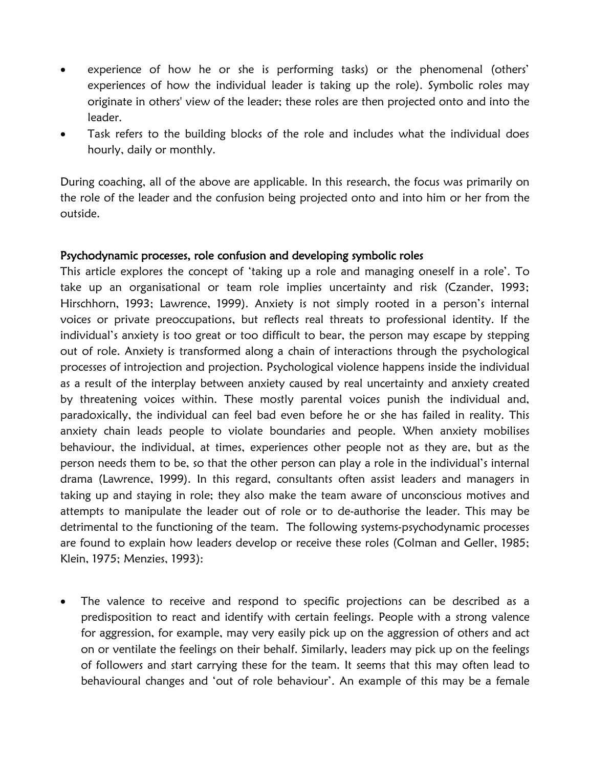- experience of how he or she is performing tasks) or the phenomenal (others' experiences of how the individual leader is taking up the role). Symbolic roles may originate in others' view of the leader; these roles are then projected onto and into the leader.
- Task refers to the building blocks of the role and includes what the individual does hourly, daily or monthly.

During coaching, all of the above are applicable. In this research, the focus was primarily on the role of the leader and the confusion being projected onto and into him or her from the outside.

## Psychodynamic processes, role confusion and developing symbolic roles

This article explores the concept of 'taking up a role and managing oneself in a role'. To take up an organisational or team role implies uncertainty and risk (Czander, 1993; Hirschhorn, 1993; Lawrence, 1999). Anxiety is not simply rooted in a person's internal voices or private preoccupations, but reflects real threats to professional identity. If the individual's anxiety is too great or too difficult to bear, the person may escape by stepping out of role. Anxiety is transformed along a chain of interactions through the psychological processes of introjection and projection. Psychological violence happens inside the individual as a result of the interplay between anxiety caused by real uncertainty and anxiety created by threatening voices within. These mostly parental voices punish the individual and, paradoxically, the individual can feel bad even before he or she has failed in reality. This anxiety chain leads people to violate boundaries and people. When anxiety mobilises behaviour, the individual, at times, experiences other people not as they are, but as the person needs them to be, so that the other person can play a role in the individual's internal drama (Lawrence, 1999). In this regard, consultants often assist leaders and managers in taking up and staying in role; they also make the team aware of unconscious motives and attempts to manipulate the leader out of role or to de-authorise the leader. This may be detrimental to the functioning of the team. The following systems-psychodynamic processes are found to explain how leaders develop or receive these roles (Colman and Geller, 1985; Klein, 1975; Menzies, 1993):

- The valence to receive and respond to specific projections can be described as a predisposition to react and identify with certain feelings. People with a strong valence for aggression, for example, may very easily pick up on the aggression of others and act on or ventilate the feelings on their behalf. Similarly, leaders may pick up on the feelings of followers and start carrying these for the team. It seems that this may often lead to behavioural changes and 'out of role behaviour'. An example of this may be a female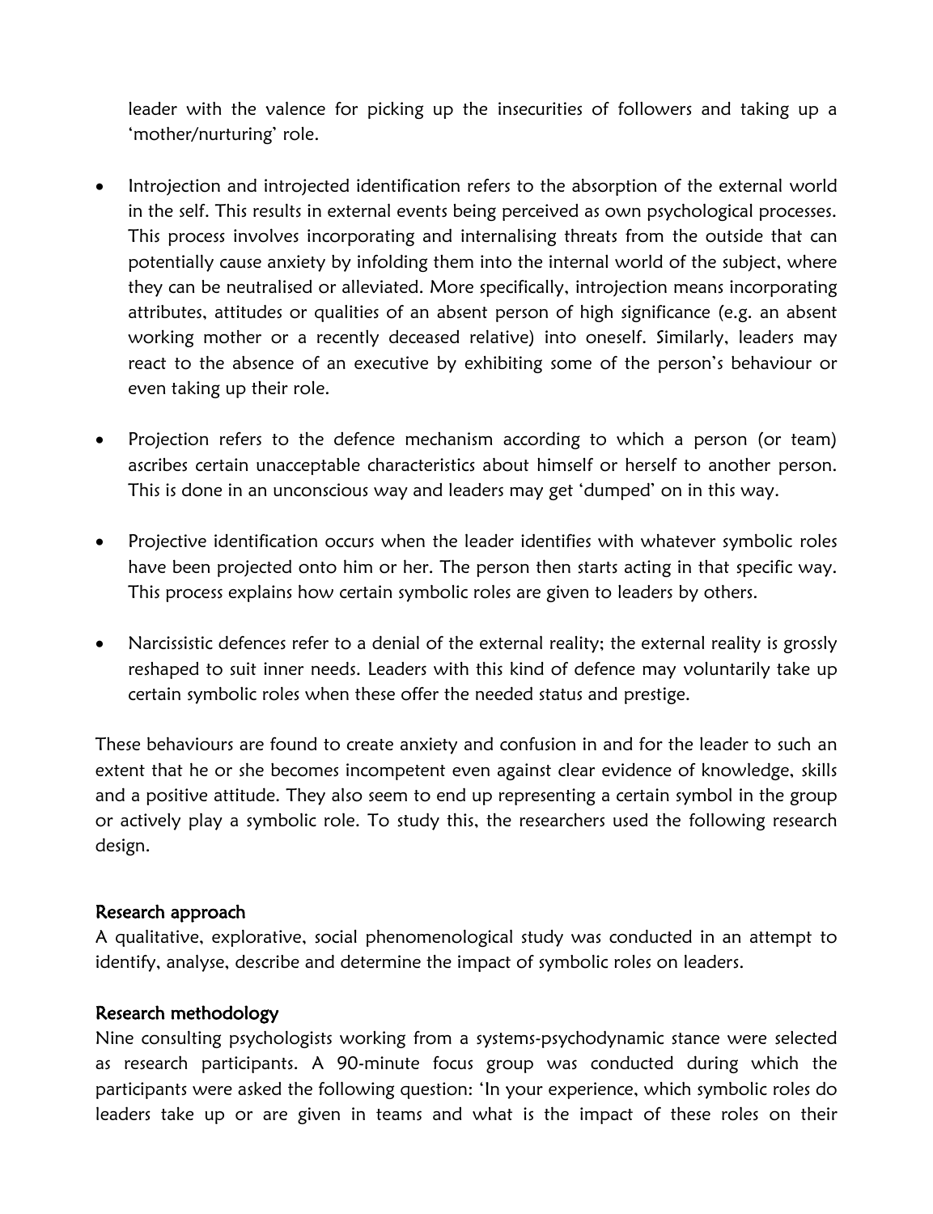leader with the valence for picking up the insecurities of followers and taking up a 'mother/nurturing' role.

- Introjection and introjected identification refers to the absorption of the external world in the self. This results in external events being perceived as own psychological processes. This process involves incorporating and internalising threats from the outside that can potentially cause anxiety by infolding them into the internal world of the subject, where they can be neutralised or alleviated. More specifically, introjection means incorporating attributes, attitudes or qualities of an absent person of high significance (e.g. an absent working mother or a recently deceased relative) into oneself. Similarly, leaders may react to the absence of an executive by exhibiting some of the person's behaviour or even taking up their role.

- Projection refers to the defence mechanism according to which a person (or team) ascribes certain unacceptable characteristics about himself or herself to another person. This is done in an unconscious way and leaders may get 'dumped' on in this way.

- Projective identification occurs when the leader identifies with whatever symbolic roles have been projected onto him or her. The person then starts acting in that specific way. This process explains how certain symbolic roles are given to leaders by others.

- Narcissistic defences refer to a denial of the external reality; the external reality is grossly reshaped to suit inner needs. Leaders with this kind of defence may voluntarily take up certain symbolic roles when these offer the needed status and prestige.

These behaviours are found to create anxiety and confusion in and for the leader to such an extent that he or she becomes incompetent even against clear evidence of knowledge, skills and a positive attitude. They also seem to end up representing a certain symbol in the group or actively play a symbolic role. To study this, the researchers used the following research design.

### Research approach

A qualitative, explorative, social phenomenological study was conducted in an attempt to identify, analyse, describe and determine the impact of symbolic roles on leaders.

### Research methodology

Nine consulting psychologists working from a systems-psychodynamic stance were selected as research participants. A 90-minute focus group was conducted during which the participants were asked the following question: 'In your experience, which symbolic roles do leaders take up or are given in teams and what is the impact of these roles on their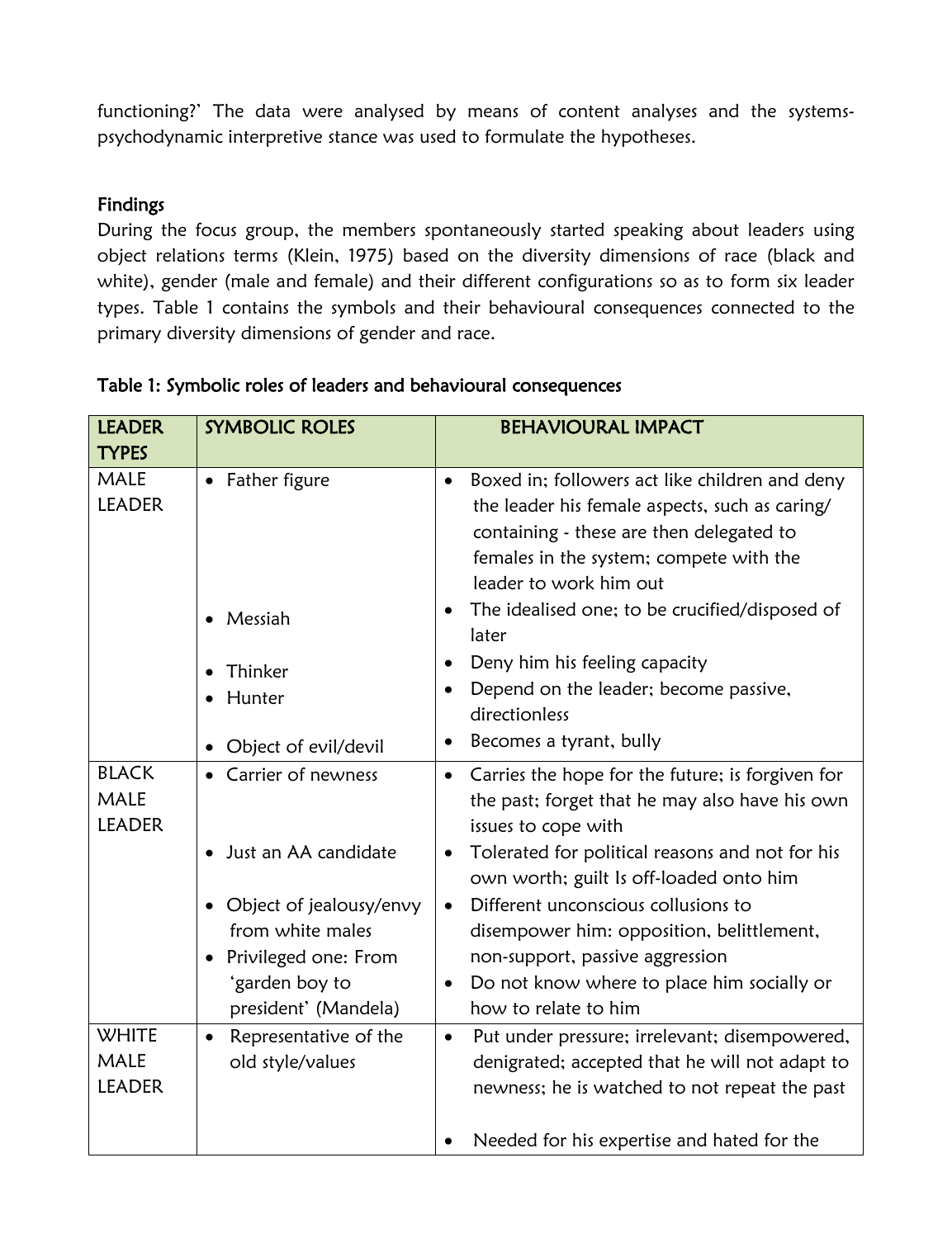functioning?' The data were analysed by means of content analyses and the systems-psychodynamic interpretive stance was used to formulate the hypotheses.

## Findings

During the focus group, the members spontaneously started speaking about leaders using object relations terms (Klein, 1975) based on the diversity dimensions of race (black and white), gender (male and female) and their different configurations so as to form six leader types. Table 1 contains the symbols and their behavioural consequences connected to the primary diversity dimensions of gender and race.

Table 1: Symbolic roles of leaders and behavioural consequences

| LEADER TYPES | SYMBOLIC ROLES | BEHAVIOURAL IMPACT |
|---|---|---|
| MALE LEADER | • Father figure | • Boxed in; followers act like children and deny the leader his female aspects, such as caring/ containing - these are then delegated to females in the system; compete with the leader to work him out |
| | • Messiah | • The idealised one; to be crucified/disposed of later |
| | • Thinker | • Deny him his feeling capacity |
| | • Hunter | • Depend on the leader; become passive, directionless |
| | • Object of evil/devil | • Becomes a tyrant, bully |
| BLACK MALE LEADER | • Carrier of newness | • Carries the hope for the future; is forgiven for the past; forget that he may also have his own issues to cope with |
| | • Just an AA candidate | • Tolerated for political reasons and not for his own worth; guilt Is off-loaded onto him |
| | • Object of jealousy/envy from white males | • Different unconscious collusions to disempower him: opposition, belittlement, non-support, passive aggression |
| | • Privileged one: From 'garden boy to president' (Mandela) | • Do not know where to place him socially or how to relate to him |
| WHITE MALE LEADER | • Representative of the old style/values | • Put under pressure; irrelevant; disempowered, denigrated; accepted that he will not adapt to newness; he is watched to not repeat the past |
| | | • Needed for his expertise and hated for the |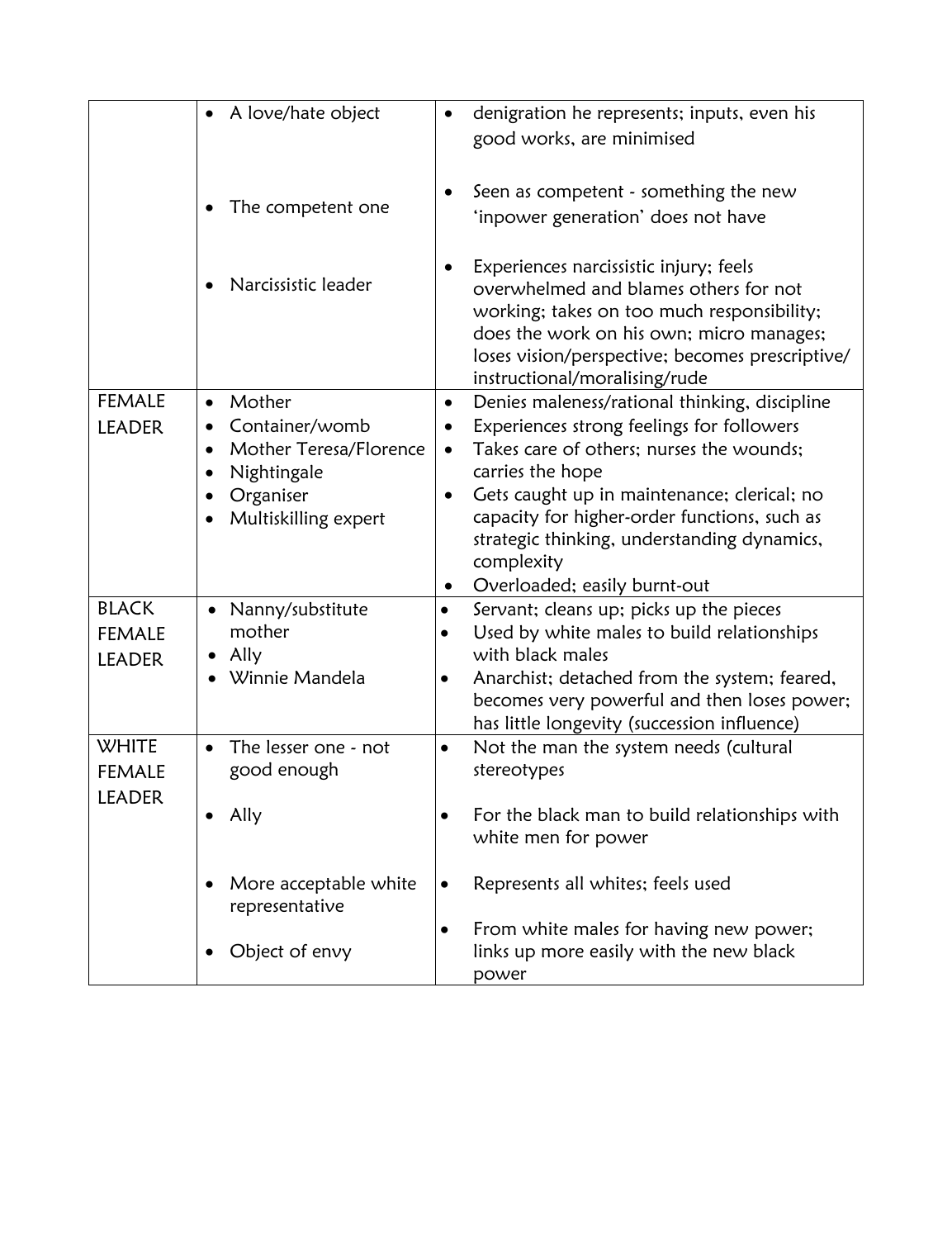| | | |
|---|---|---|
| | • A love/hate object<br><br>• The competent one<br><br>• Narcissistic leader | • denigration he represents; inputs, even his good works, are minimised<br><br>• Seen as competent - something the new 'inpower generation' does not have<br><br>• Experiences narcissistic injury; feels overwhelmed and blames others for not working; takes on too much responsibility; does the work on his own; micro manages; loses vision/perspective; becomes prescriptive/ instructional/moralising/rude |
| FEMALE LEADER | • Mother<br>• Container/womb<br>• Mother Teresa/Florence<br>• Nightingale<br>• Organiser<br>• Multiskilling expert | • Denies maleness/rational thinking, discipline<br>• Experiences strong feelings for followers<br>• Takes care of others; nurses the wounds; carries the hope<br>• Gets caught up in maintenance; clerical; no capacity for higher-order functions, such as strategic thinking, understanding dynamics, complexity<br>• Overloaded; easily burnt-out |
| BLACK FEMALE LEADER | • Nanny/substitute mother<br>• Ally<br>• Winnie Mandela | • Servant; cleans up; picks up the pieces<br>• Used by white males to build relationships with black males<br>• Anarchist; detached from the system; feared, becomes very powerful and then loses power; has little longevity (succession influence) |
| WHITE FEMALE LEADER | • The lesser one - not good enough<br><br>• Ally<br><br>• More acceptable white representative<br><br>• Object of envy | • Not the man the system needs (cultural stereotypes<br><br>• For the black man to build relationships with white men for power<br><br>• Represents all whites; feels used<br><br>• From white males for having new power; links up more easily with the new black power |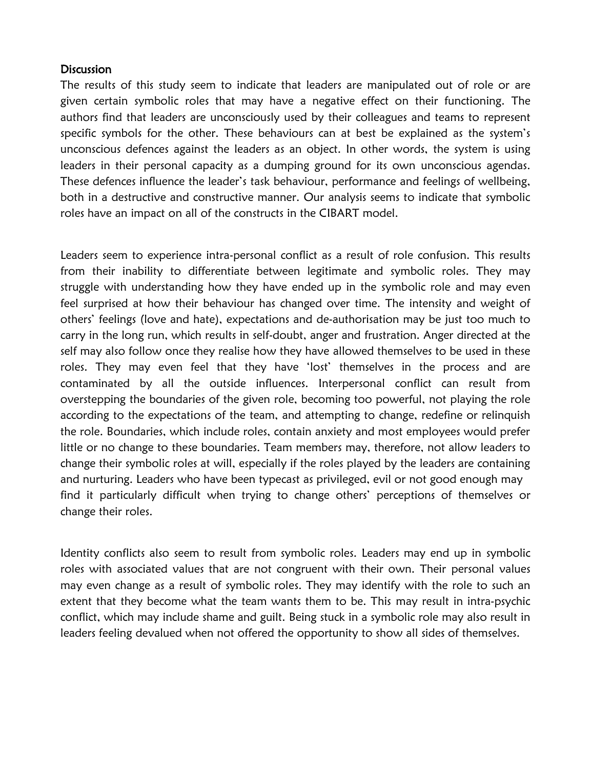## Discussion

The results of this study seem to indicate that leaders are manipulated out of role or are given certain symbolic roles that may have a negative effect on their functioning. The authors find that leaders are unconsciously used by their colleagues and teams to represent specific symbols for the other. These behaviours can at best be explained as the system's unconscious defences against the leaders as an object. In other words, the system is using leaders in their personal capacity as a dumping ground for its own unconscious agendas. These defences influence the leader's task behaviour, performance and feelings of wellbeing, both in a destructive and constructive manner. Our analysis seems to indicate that symbolic roles have an impact on all of the constructs in the CIBART model.

Leaders seem to experience intra-personal conflict as a result of role confusion. This results from their inability to differentiate between legitimate and symbolic roles. They may struggle with understanding how they have ended up in the symbolic role and may even feel surprised at how their behaviour has changed over time. The intensity and weight of others' feelings (love and hate), expectations and de-authorisation may be just too much to carry in the long run, which results in self-doubt, anger and frustration. Anger directed at the self may also follow once they realise how they have allowed themselves to be used in these roles. They may even feel that they have 'lost' themselves in the process and are contaminated by all the outside influences. Interpersonal conflict can result from overstepping the boundaries of the given role, becoming too powerful, not playing the role according to the expectations of the team, and attempting to change, redefine or relinquish the role. Boundaries, which include roles, contain anxiety and most employees would prefer little or no change to these boundaries. Team members may, therefore, not allow leaders to change their symbolic roles at will, especially if the roles played by the leaders are containing and nurturing. Leaders who have been typecast as privileged, evil or not good enough may find it particularly difficult when trying to change others' perceptions of themselves or change their roles.

Identity conflicts also seem to result from symbolic roles. Leaders may end up in symbolic roles with associated values that are not congruent with their own. Their personal values may even change as a result of symbolic roles. They may identify with the role to such an extent that they become what the team wants them to be. This may result in intra-psychic conflict, which may include shame and guilt. Being stuck in a symbolic role may also result in leaders feeling devalued when not offered the opportunity to show all sides of themselves.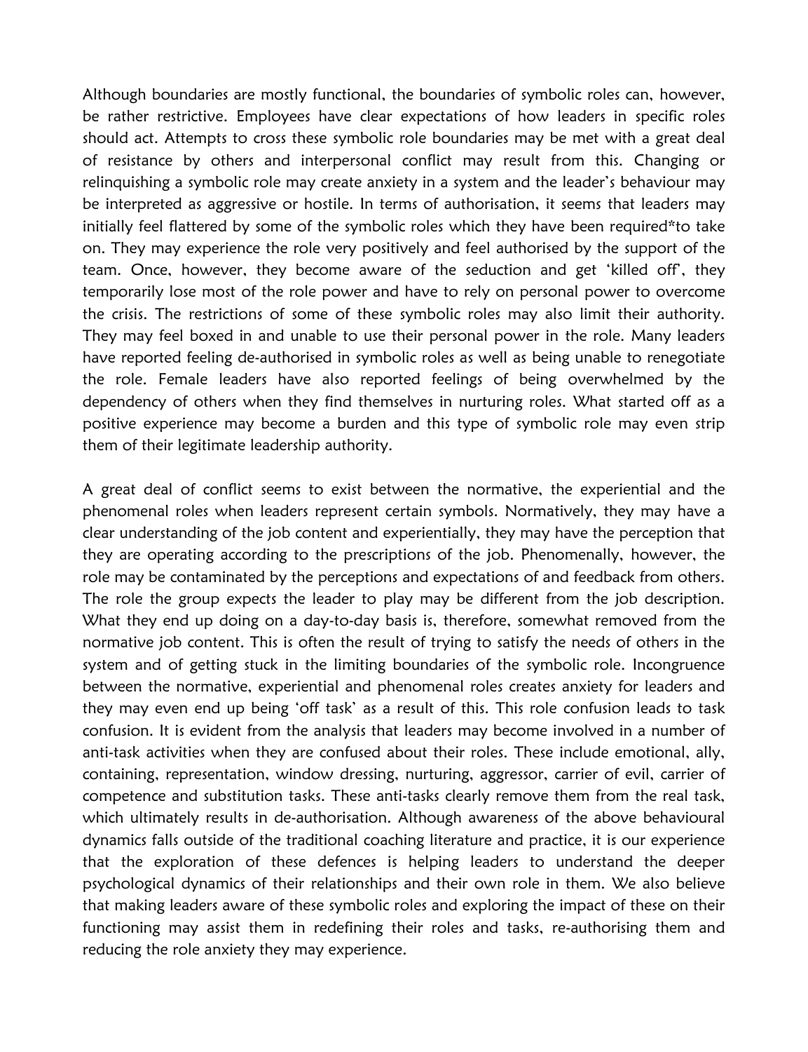Although boundaries are mostly functional, the boundaries of symbolic roles can, however, be rather restrictive. Employees have clear expectations of how leaders in specific roles should act. Attempts to cross these symbolic role boundaries may be met with a great deal of resistance by others and interpersonal conflict may result from this. Changing or relinquishing a symbolic role may create anxiety in a system and the leader's behaviour may be interpreted as aggressive or hostile. In terms of authorisation, it seems that leaders may initially feel flattered by some of the symbolic roles which they have been required*to take on. They may experience the role very positively and feel authorised by the support of the team. Once, however, they become aware of the seduction and get 'killed off', they temporarily lose most of the role power and have to rely on personal power to overcome the crisis. The restrictions of some of these symbolic roles may also limit their authority. They may feel boxed in and unable to use their personal power in the role. Many leaders have reported feeling de-authorised in symbolic roles as well as being unable to renegotiate the role. Female leaders have also reported feelings of being overwhelmed by the dependency of others when they find themselves in nurturing roles. What started off as a positive experience may become a burden and this type of symbolic role may even strip them of their legitimate leadership authority.

A great deal of conflict seems to exist between the normative, the experiential and the phenomenal roles when leaders represent certain symbols. Normatively, they may have a clear understanding of the job content and experientially, they may have the perception that they are operating according to the prescriptions of the job. Phenomenally, however, the role may be contaminated by the perceptions and expectations of and feedback from others. The role the group expects the leader to play may be different from the job description. What they end up doing on a day-to-day basis is, therefore, somewhat removed from the normative job content. This is often the result of trying to satisfy the needs of others in the system and of getting stuck in the limiting boundaries of the symbolic role. Incongruence between the normative, experiential and phenomenal roles creates anxiety for leaders and they may even end up being 'off task' as a result of this. This role confusion leads to task confusion. It is evident from the analysis that leaders may become involved in a number of anti-task activities when they are confused about their roles. These include emotional, ally, containing, representation, window dressing, nurturing, aggressor, carrier of evil, carrier of competence and substitution tasks. These anti-tasks clearly remove them from the real task, which ultimately results in de-authorisation. Although awareness of the above behavioural dynamics falls outside of the traditional coaching literature and practice, it is our experience that the exploration of these defences is helping leaders to understand the deeper psychological dynamics of their relationships and their own role in them. We also believe that making leaders aware of these symbolic roles and exploring the impact of these on their functioning may assist them in redefining their roles and tasks, re-authorising them and reducing the role anxiety they may experience.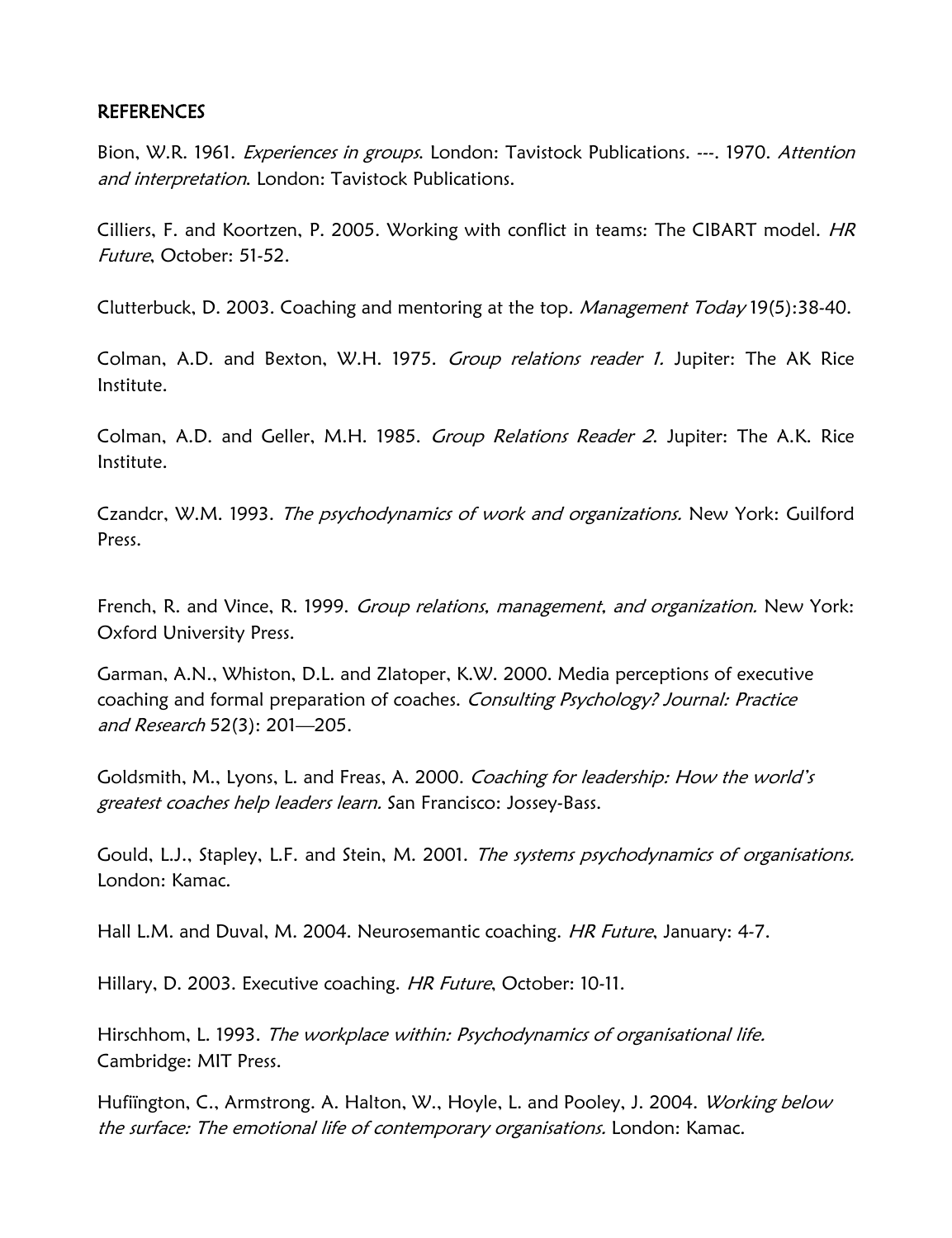## REFERENCES

Bion, W.R. 1961. *Experiences in groups*. London: Tavistock Publications. ---. 1970. *Attention and interpretation*. London: Tavistock Publications.

Cilliers, F. and Koortzen, P. 2005. Working with conflict in teams: The CIBART model. *HR Future*, October: 51-52.

Clutterbuck, D. 2003. Coaching and mentoring at the top. *Management Today* 19(5):38-40.

Colman, A.D. and Bexton, W.H. 1975. *Group relations reader 1.* Jupiter: The AK Rice Institute.

Colman, A.D. and Geller, M.H. 1985. *Group Relations Reader 2*. Jupiter: The A.K. Rice Institute.

Czandcr, W.M. 1993. *The psychodynamics of work and organizations.* New York: Guilford Press.

French, R. and Vince, R. 1999. *Group relations, management, and organization.* New York: Oxford University Press.

Garman, A.N., Whiston, D.L. and Zlatoper, K.W. 2000. Media perceptions of executive coaching and formal preparation of coaches. *Consulting Psychology? Journal: Practice and Research* 52(3): 201—205.

Goldsmith, M., Lyons, L. and Freas, A. 2000. *Coaching for leadership: How the world's greatest coaches help leaders learn.* San Francisco: Jossey-Bass.

Gould, L.J., Stapley, L.F. and Stein, M. 2001. *The systems psychodynamics of organisations.* London: Kamac.

Hall L.M. and Duval, M. 2004. Neurosemantic coaching. *HR Future*, January: 4-7.

Hillary, D. 2003. Executive coaching. *HR Future*, October: 10-11.

Hirschhom, L. 1993. *The workplace within: Psychodynamics of organisational life.* Cambridge: MIT Press.

Hufiïngton, C., Armstrong. A. Halton, W., Hoyle, L. and Pooley, J. 2004. *Working below the surface: The emotional life of contemporary organisations.* London: Kamac.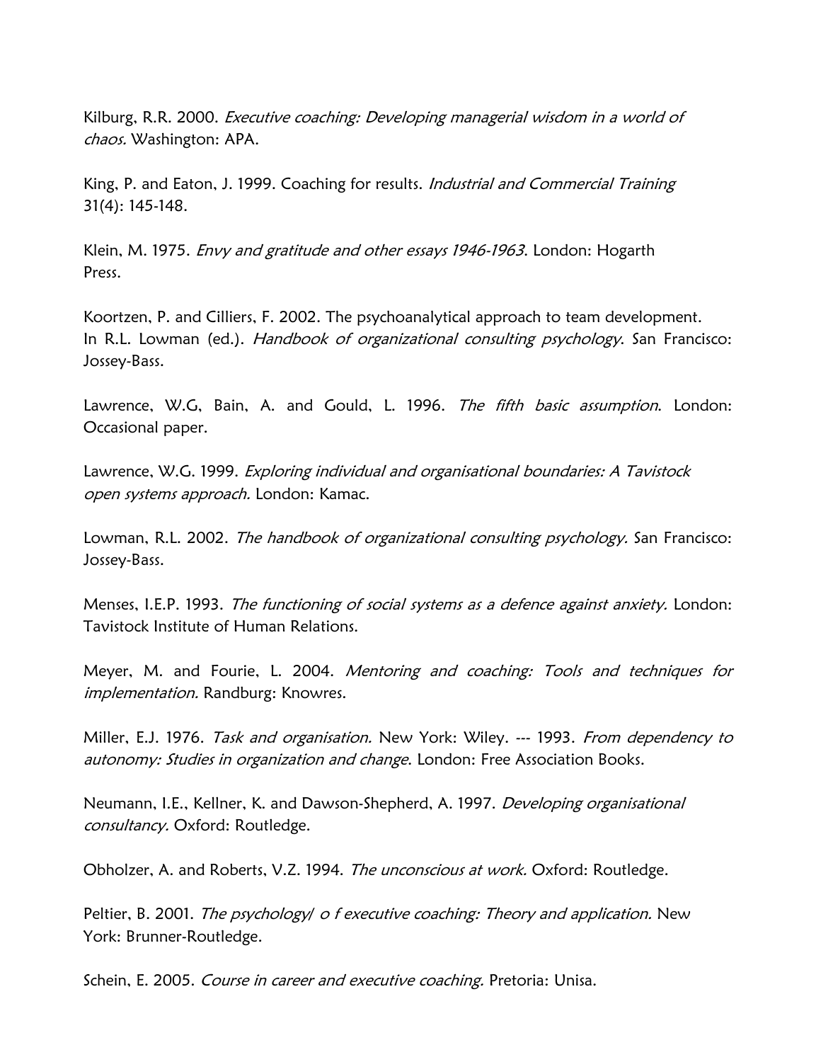Kilburg, R.R. 2000. *Executive coaching: Developing managerial wisdom in a world of chaos.* Washington: APA.

King, P. and Eaton, J. 1999. Coaching for results. *Industrial and Commercial Training* 31(4): 145-148.

Klein, M. 1975. *Envy and gratitude and other essays 1946-1963*. London: Hogarth Press.

Koortzen, P. and Cilliers, F. 2002. The psychoanalytical approach to team development. In R.L. Lowman (ed.). *Handbook of organizational consulting psychology.* San Francisco: Jossey-Bass.

Lawrence, W.G, Bain, A. and Gould, L. 1996. *The fifth basic assumption*. London: Occasional paper.

Lawrence, W.G. 1999. *Exploring individual and organisational boundaries: A Tavistock open systems approach.* London: Kamac.

Lowman, R.L. 2002. *The handbook of organizational consulting psychology.* San Francisco: Jossey-Bass.

Menses, I.E.P. 1993. *The functioning of social systems as a defence against anxiety.* London: Tavistock Institute of Human Relations.

Meyer, M. and Fourie, L. 2004. *Mentoring and coaching: Tools and techniques for implementation.* Randburg: Knowres.

Miller, E.J. 1976. *Task and organisation.* New York: Wiley. --- 1993. *From dependency to autonomy: Studies in organization and change*. London: Free Association Books.

Neumann, I.E., Kellner, K. and Dawson-Shepherd, A. 1997. *Developing organisational consultancy.* Oxford: Routledge.

Obholzer, A. and Roberts, V.Z. 1994. *The unconscious at work.* Oxford: Routledge.

Peltier, B. 2001. *The psychology/ o f executive coaching: Theory and application.* New York: Brunner-Routledge.

Schein, E. 2005. *Course in career and executive coaching.* Pretoria: Unisa.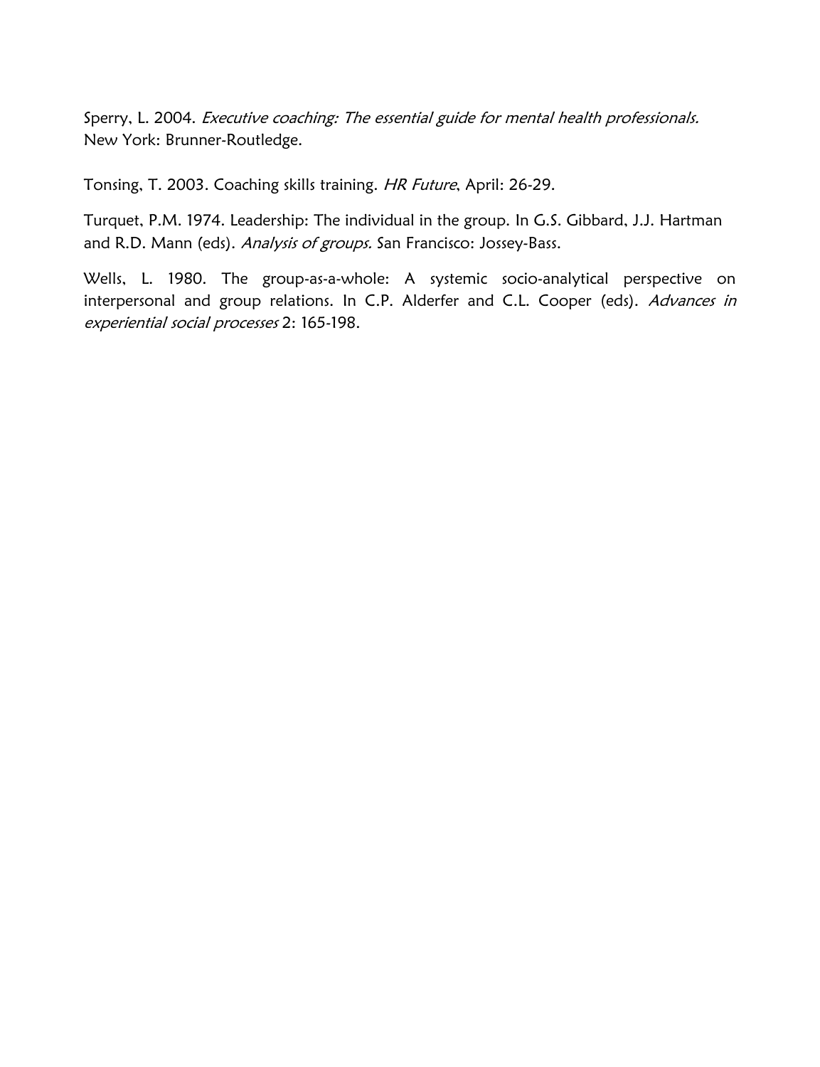Sperry, L. 2004. *Executive coaching: The essential guide for mental health professionals.* New York: Brunner-Routledge.

Tonsing, T. 2003. Coaching skills training. *HR Future*, April: 26-29.

Turquet, P.M. 1974. Leadership: The individual in the group. In G.S. Gibbard, J.J. Hartman and R.D. Mann (eds). *Analysis of groups.* San Francisco: Jossey-Bass.

Wells, L. 1980. The group-as-a-whole: A systemic socio-analytical perspective on interpersonal and group relations. In C.P. Alderfer and C.L. Cooper (eds). *Advances in experiential social processes* 2: 165-198.